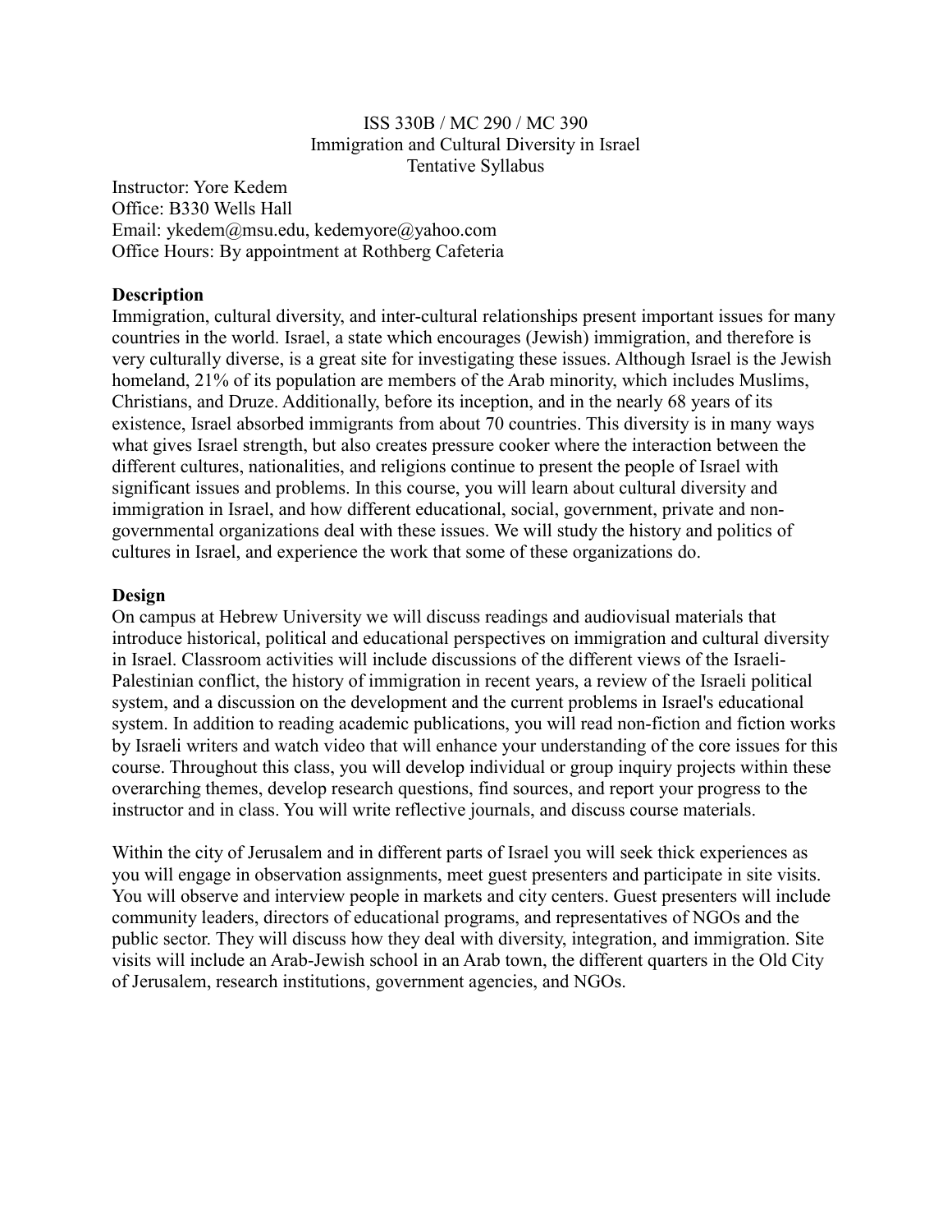ISS 330B / MC 290 / MC 390
Immigration and Cultural Diversity in Israel
Tentative Syllabus

Instructor: Yore Kedem
Office: B330 Wells Hall
Email: ykedem@msu.edu, kedemyore@yahoo.com
Office Hours: By appointment at Rothberg Cafeteria

## Description

Immigration, cultural diversity, and inter-cultural relationships present important issues for many countries in the world. Israel, a state which encourages (Jewish) immigration, and therefore is very culturally diverse, is a great site for investigating these issues. Although Israel is the Jewish homeland, 21% of its population are members of the Arab minority, which includes Muslims, Christians, and Druze. Additionally, before its inception, and in the nearly 68 years of its existence, Israel absorbed immigrants from about 70 countries. This diversity is in many ways what gives Israel strength, but also creates pressure cooker where the interaction between the different cultures, nationalities, and religions continue to present the people of Israel with significant issues and problems. In this course, you will learn about cultural diversity and immigration in Israel, and how different educational, social, government, private and non-governmental organizations deal with these issues. We will study the history and politics of cultures in Israel, and experience the work that some of these organizations do.

## Design

On campus at Hebrew University we will discuss readings and audiovisual materials that introduce historical, political and educational perspectives on immigration and cultural diversity in Israel. Classroom activities will include discussions of the different views of the Israeli-Palestinian conflict, the history of immigration in recent years, a review of the Israeli political system, and a discussion on the development and the current problems in Israel's educational system. In addition to reading academic publications, you will read non-fiction and fiction works by Israeli writers and watch video that will enhance your understanding of the core issues for this course. Throughout this class, you will develop individual or group inquiry projects within these overarching themes, develop research questions, find sources, and report your progress to the instructor and in class. You will write reflective journals, and discuss course materials.

Within the city of Jerusalem and in different parts of Israel you will seek thick experiences as you will engage in observation assignments, meet guest presenters and participate in site visits. You will observe and interview people in markets and city centers. Guest presenters will include community leaders, directors of educational programs, and representatives of NGOs and the public sector. They will discuss how they deal with diversity, integration, and immigration. Site visits will include an Arab-Jewish school in an Arab town, the different quarters in the Old City of Jerusalem, research institutions, government agencies, and NGOs.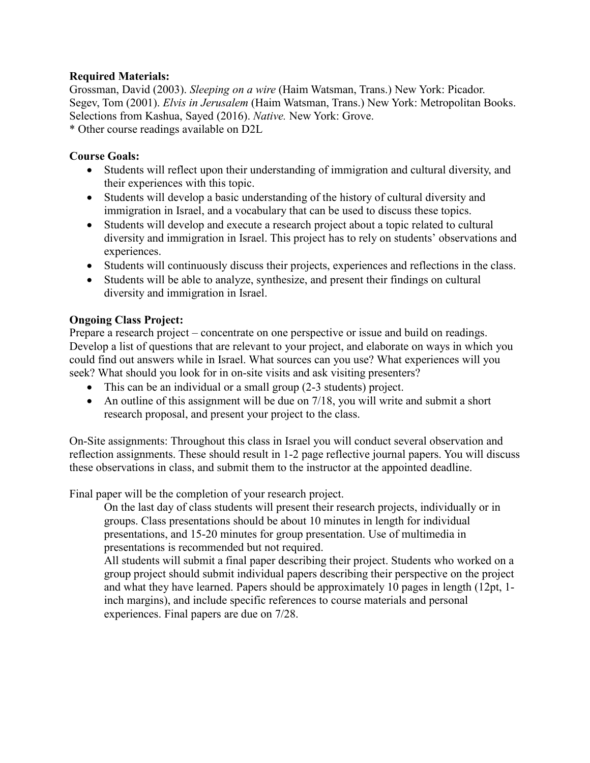**Required Materials:**

Grossman, David (2003). *Sleeping on a wire* (Haim Watsman, Trans.) New York: Picador.
Segev, Tom (2001). *Elvis in Jerusalem* (Haim Watsman, Trans.) New York: Metropolitan Books.
Selections from Kashua, Sayed (2016). *Native.* New York: Grove.
* Other course readings available on D2L

**Course Goals:**

- Students will reflect upon their understanding of immigration and cultural diversity, and their experiences with this topic.
- Students will develop a basic understanding of the history of cultural diversity and immigration in Israel, and a vocabulary that can be used to discuss these topics.
- Students will develop and execute a research project about a topic related to cultural diversity and immigration in Israel. This project has to rely on students' observations and experiences.
- Students will continuously discuss their projects, experiences and reflections in the class.
- Students will be able to analyze, synthesize, and present their findings on cultural diversity and immigration in Israel.

**Ongoing Class Project:**

Prepare a research project – concentrate on one perspective or issue and build on readings. Develop a list of questions that are relevant to your project, and elaborate on ways in which you could find out answers while in Israel. What sources can you use? What experiences will you seek? What should you look for in on-site visits and ask visiting presenters?

- This can be an individual or a small group (2-3 students) project.
- An outline of this assignment will be due on 7/18, you will write and submit a short research proposal, and present your project to the class.

On-Site assignments: Throughout this class in Israel you will conduct several observation and reflection assignments. These should result in 1-2 page reflective journal papers. You will discuss these observations in class, and submit them to the instructor at the appointed deadline.

Final paper will be the completion of your research project.

> On the last day of class students will present their research projects, individually or in groups. Class presentations should be about 10 minutes in length for individual presentations, and 15-20 minutes for group presentation. Use of multimedia in presentations is recommended but not required.
>
> All students will submit a final paper describing their project. Students who worked on a group project should submit individual papers describing their perspective on the project and what they have learned. Papers should be approximately 10 pages in length (12pt, 1-inch margins), and include specific references to course materials and personal experiences. Final papers are due on 7/28.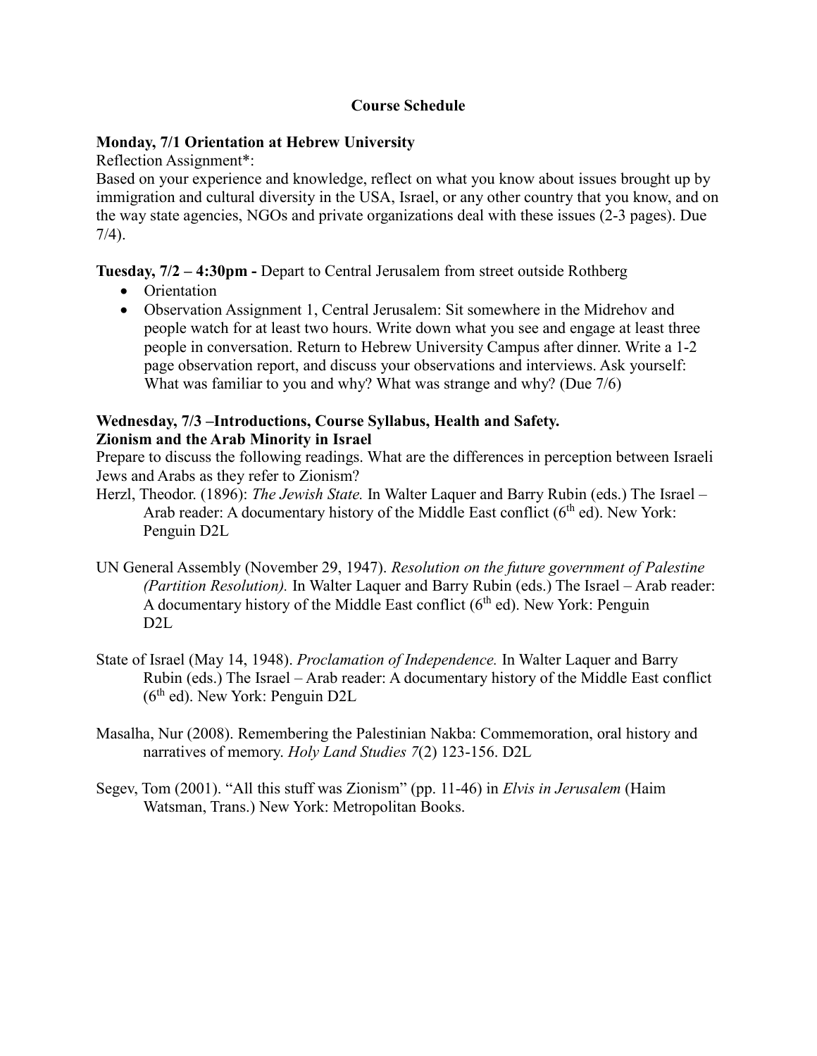## Course Schedule

**Monday, 7/1 Orientation at Hebrew University**

Reflection Assignment*:

Based on your experience and knowledge, reflect on what you know about issues brought up by immigration and cultural diversity in the USA, Israel, or any other country that you know, and on the way state agencies, NGOs and private organizations deal with these issues (2-3 pages). Due 7/4).

**Tuesday, 7/2 – 4:30pm -** Depart to Central Jerusalem from street outside Rothberg

- Orientation
- Observation Assignment 1, Central Jerusalem: Sit somewhere in the Midrehov and people watch for at least two hours. Write down what you see and engage at least three people in conversation. Return to Hebrew University Campus after dinner. Write a 1-2 page observation report, and discuss your observations and interviews. Ask yourself: What was familiar to you and why? What was strange and why? (Due 7/6)

**Wednesday, 7/3 –Introductions, Course Syllabus, Health and Safety.**
**Zionism and the Arab Minority in Israel**

Prepare to discuss the following readings. What are the differences in perception between Israeli Jews and Arabs as they refer to Zionism?

Herzl, Theodor. (1896): *The Jewish State.* In Walter Laquer and Barry Rubin (eds.) The Israel – Arab reader: A documentary history of the Middle East conflict (6th ed). New York: Penguin D2L

UN General Assembly (November 29, 1947). *Resolution on the future government of Palestine (Partition Resolution).* In Walter Laquer and Barry Rubin (eds.) The Israel – Arab reader: A documentary history of the Middle East conflict (6th ed). New York: Penguin D2L

State of Israel (May 14, 1948). *Proclamation of Independence.* In Walter Laquer and Barry Rubin (eds.) The Israel – Arab reader: A documentary history of the Middle East conflict (6th ed). New York: Penguin D2L

Masalha, Nur (2008). Remembering the Palestinian Nakba: Commemoration, oral history and narratives of memory. *Holy Land Studies 7*(2) 123-156. D2L

Segev, Tom (2001). "All this stuff was Zionism" (pp. 11-46) in *Elvis in Jerusalem* (Haim Watsman, Trans.) New York: Metropolitan Books.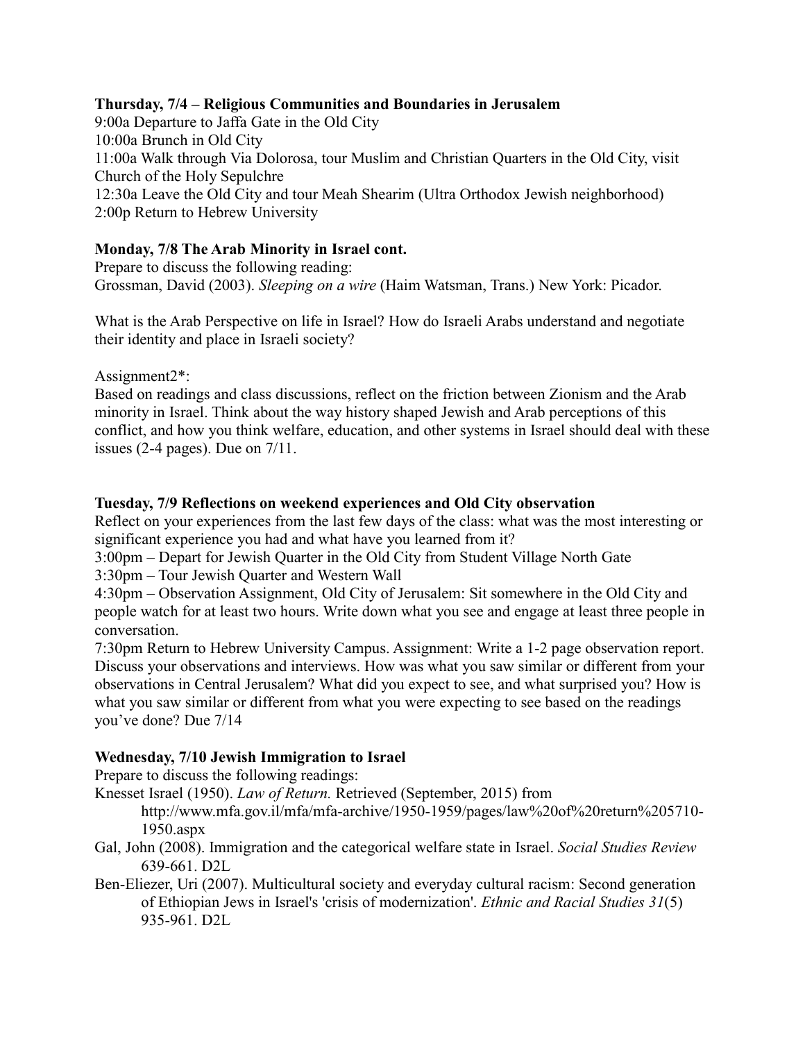**Thursday, 7/4 – Religious Communities and Boundaries in Jerusalem**

9:00a Departure to Jaffa Gate in the Old City
10:00a Brunch in Old City
11:00a Walk through Via Dolorosa, tour Muslim and Christian Quarters in the Old City, visit Church of the Holy Sepulchre
12:30a Leave the Old City and tour Meah Shearim (Ultra Orthodox Jewish neighborhood)
2:00p Return to Hebrew University

**Monday, 7/8 The Arab Minority in Israel cont.**

Prepare to discuss the following reading:
Grossman, David (2003). *Sleeping on a wire* (Haim Watsman, Trans.) New York: Picador.

What is the Arab Perspective on life in Israel? How do Israeli Arabs understand and negotiate their identity and place in Israeli society?

Assignment2*:
Based on readings and class discussions, reflect on the friction between Zionism and the Arab minority in Israel. Think about the way history shaped Jewish and Arab perceptions of this conflict, and how you think welfare, education, and other systems in Israel should deal with these issues (2-4 pages). Due on 7/11.

**Tuesday, 7/9 Reflections on weekend experiences and Old City observation**

Reflect on your experiences from the last few days of the class: what was the most interesting or significant experience you had and what have you learned from it?
3:00pm – Depart for Jewish Quarter in the Old City from Student Village North Gate
3:30pm – Tour Jewish Quarter and Western Wall
4:30pm – Observation Assignment, Old City of Jerusalem: Sit somewhere in the Old City and people watch for at least two hours. Write down what you see and engage at least three people in conversation.
7:30pm Return to Hebrew University Campus. Assignment: Write a 1-2 page observation report. Discuss your observations and interviews. How was what you saw similar or different from your observations in Central Jerusalem? What did you expect to see, and what surprised you? How is what you saw similar or different from what you were expecting to see based on the readings you've done? Due 7/14

**Wednesday, 7/10 Jewish Immigration to Israel**

Prepare to discuss the following readings:

Knesset Israel (1950). *Law of Return.* Retrieved (September, 2015) from http://www.mfa.gov.il/mfa/mfa-archive/1950-1959/pages/law%20of%20return%205710-1950.aspx

Gal, John (2008). Immigration and the categorical welfare state in Israel. *Social Studies Review* 639-661. D2L

Ben-Eliezer, Uri (2007). Multicultural society and everyday cultural racism: Second generation of Ethiopian Jews in Israel's 'crisis of modernization'. *Ethnic and Racial Studies 31*(5) 935-961. D2L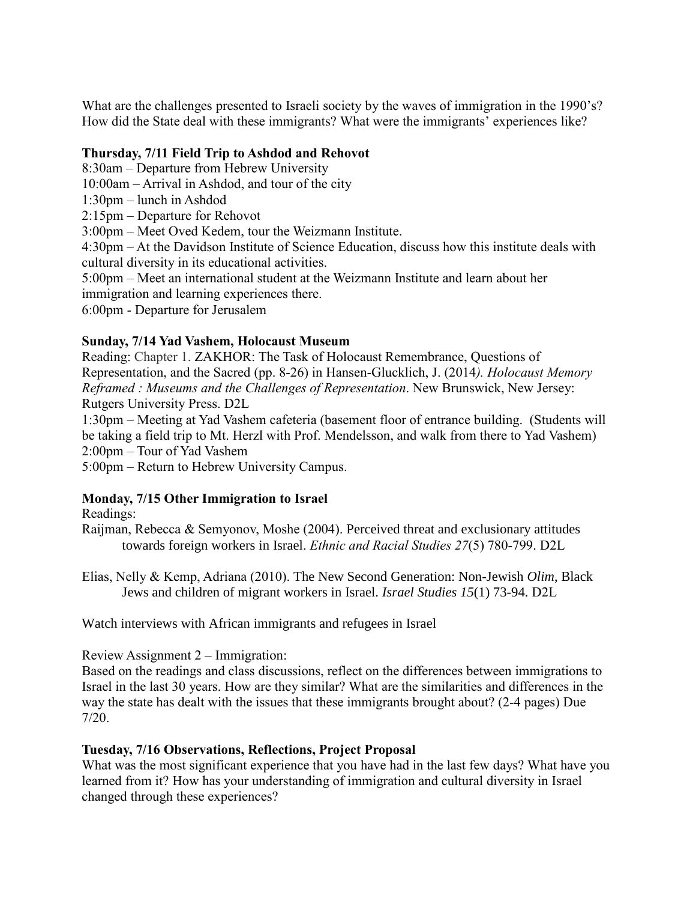What are the challenges presented to Israeli society by the waves of immigration in the 1990's? How did the State deal with these immigrants? What were the immigrants' experiences like?

**Thursday, 7/11 Field Trip to Ashdod and Rehovot**

8:30am – Departure from Hebrew University

10:00am – Arrival in Ashdod, and tour of the city

1:30pm – lunch in Ashdod

2:15pm – Departure for Rehovot

3:00pm – Meet Oved Kedem, tour the Weizmann Institute.

4:30pm – At the Davidson Institute of Science Education, discuss how this institute deals with cultural diversity in its educational activities.

5:00pm – Meet an international student at the Weizmann Institute and learn about her immigration and learning experiences there.

6:00pm - Departure for Jerusalem

**Sunday, 7/14 Yad Vashem, Holocaust Museum**

Reading: Chapter 1. ZAKHOR: The Task of Holocaust Remembrance, Questions of Representation, and the Sacred (pp. 8-26) in Hansen-Glucklich, J. (2014*). Holocaust Memory Reframed : Museums and the Challenges of Representation*. New Brunswick, New Jersey: Rutgers University Press. D2L

1:30pm – Meeting at Yad Vashem cafeteria (basement floor of entrance building. (Students will be taking a field trip to Mt. Herzl with Prof. Mendelsson, and walk from there to Yad Vashem)

2:00pm – Tour of Yad Vashem

5:00pm – Return to Hebrew University Campus.

**Monday, 7/15 Other Immigration to Israel**

Readings:

Raijman, Rebecca & Semyonov, Moshe (2004). Perceived threat and exclusionary attitudes towards foreign workers in Israel. *Ethnic and Racial Studies 27*(5) 780-799. D2L

Elias, Nelly & Kemp, Adriana (2010). The New Second Generation: Non-Jewish *Olim*, Black Jews and children of migrant workers in Israel. *Israel Studies 15*(1) 73-94. D2L

Watch interviews with African immigrants and refugees in Israel

Review Assignment 2 – Immigration:

Based on the readings and class discussions, reflect on the differences between immigrations to Israel in the last 30 years. How are they similar? What are the similarities and differences in the way the state has dealt with the issues that these immigrants brought about? (2-4 pages) Due 7/20.

**Tuesday, 7/16 Observations, Reflections, Project Proposal**

What was the most significant experience that you have had in the last few days? What have you learned from it? How has your understanding of immigration and cultural diversity in Israel changed through these experiences?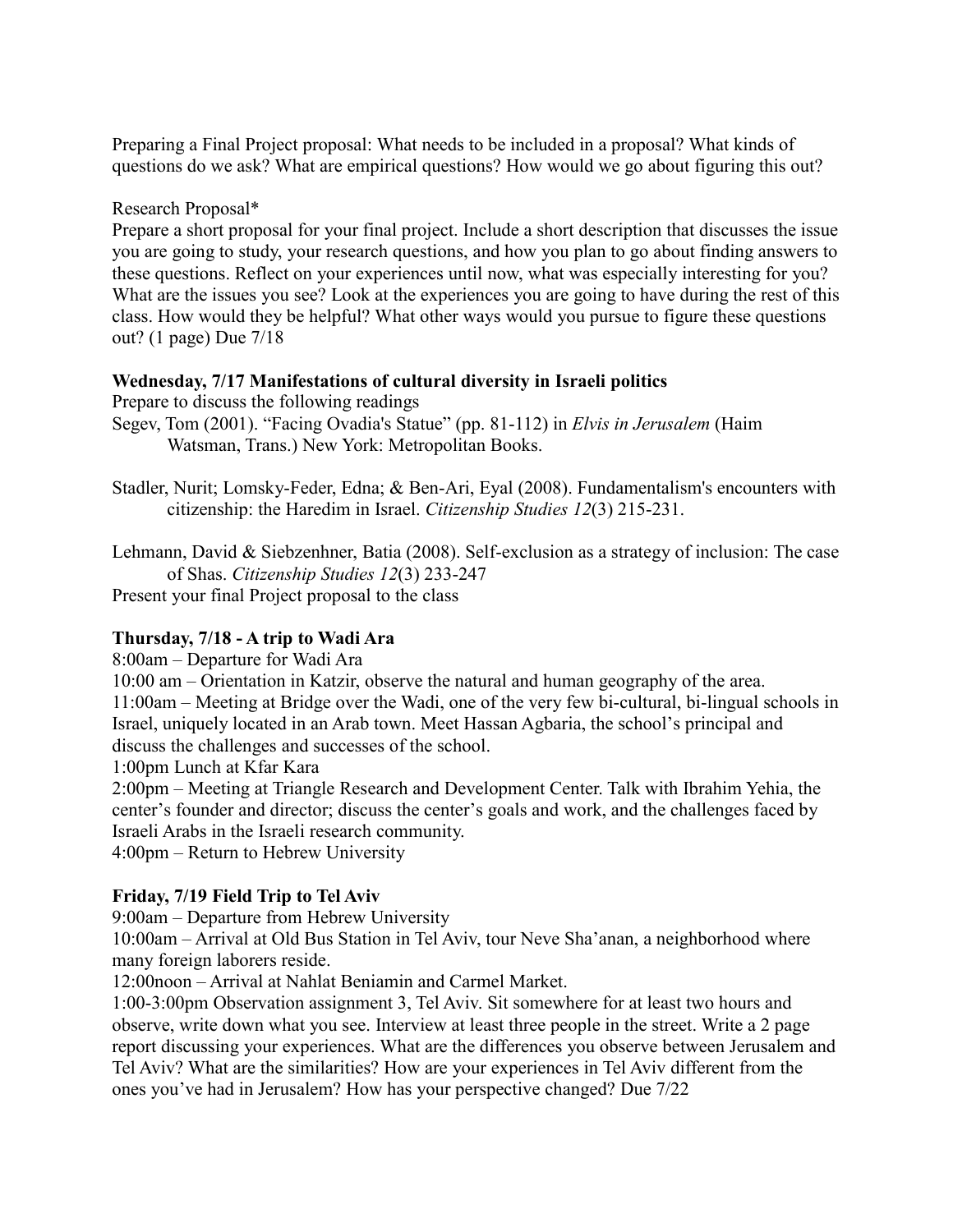Preparing a Final Project proposal: What needs to be included in a proposal? What kinds of questions do we ask? What are empirical questions? How would we go about figuring this out?

Research Proposal*
Prepare a short proposal for your final project. Include a short description that discusses the issue you are going to study, your research questions, and how you plan to go about finding answers to these questions. Reflect on your experiences until now, what was especially interesting for you? What are the issues you see? Look at the experiences you are going to have during the rest of this class. How would they be helpful? What other ways would you pursue to figure these questions out? (1 page) Due 7/18

**Wednesday, 7/17 Manifestations of cultural diversity in Israeli politics**

Prepare to discuss the following readings

Segev, Tom (2001). "Facing Ovadia's Statue" (pp. 81-112) in *Elvis in Jerusalem* (Haim Watsman, Trans.) New York: Metropolitan Books.

Stadler, Nurit; Lomsky-Feder, Edna; & Ben-Ari, Eyal (2008). Fundamentalism's encounters with citizenship: the Haredim in Israel. *Citizenship Studies 12*(3) 215-231.

Lehmann, David & Siebzenhner, Batia (2008). Self-exclusion as a strategy of inclusion: The case of Shas. *Citizenship Studies 12*(3) 233-247

Present your final Project proposal to the class

**Thursday, 7/18 - A trip to Wadi Ara**

8:00am – Departure for Wadi Ara

10:00 am – Orientation in Katzir, observe the natural and human geography of the area.

11:00am – Meeting at Bridge over the Wadi, one of the very few bi-cultural, bi-lingual schools in Israel, uniquely located in an Arab town. Meet Hassan Agbaria, the school's principal and discuss the challenges and successes of the school.

1:00pm Lunch at Kfar Kara

2:00pm – Meeting at Triangle Research and Development Center. Talk with Ibrahim Yehia, the center's founder and director; discuss the center's goals and work, and the challenges faced by Israeli Arabs in the Israeli research community.

4:00pm – Return to Hebrew University

**Friday, 7/19 Field Trip to Tel Aviv**

9:00am – Departure from Hebrew University

10:00am – Arrival at Old Bus Station in Tel Aviv, tour Neve Sha'anan, a neighborhood where many foreign laborers reside.

12:00noon – Arrival at Nahlat Beniamin and Carmel Market.

1:00-3:00pm Observation assignment 3, Tel Aviv. Sit somewhere for at least two hours and observe, write down what you see. Interview at least three people in the street. Write a 2 page report discussing your experiences. What are the differences you observe between Jerusalem and Tel Aviv? What are the similarities? How are your experiences in Tel Aviv different from the ones you've had in Jerusalem? How has your perspective changed? Due 7/22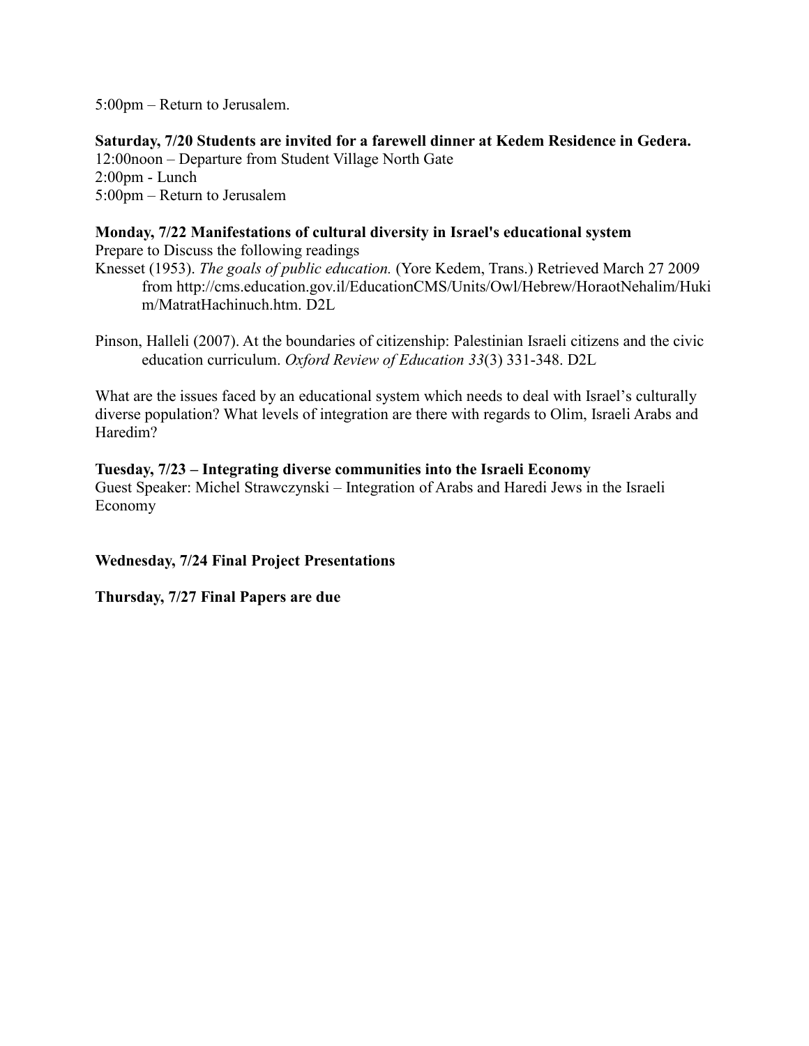5:00pm – Return to Jerusalem.

**Saturday, 7/20 Students are invited for a farewell dinner at Kedem Residence in Gedera.**

12:00noon – Departure from Student Village North Gate
2:00pm - Lunch
5:00pm – Return to Jerusalem

**Monday, 7/22 Manifestations of cultural diversity in Israel's educational system**

Prepare to Discuss the following readings

Knesset (1953). *The goals of public education.* (Yore Kedem, Trans.) Retrieved March 27 2009 from http://cms.education.gov.il/EducationCMS/Units/Owl/Hebrew/HoraotNehalim/Hukim/MatratHachinuch.htm. D2L

Pinson, Halleli (2007). At the boundaries of citizenship: Palestinian Israeli citizens and the civic education curriculum. *Oxford Review of Education 33*(3) 331-348. D2L

What are the issues faced by an educational system which needs to deal with Israel's culturally diverse population? What levels of integration are there with regards to Olim, Israeli Arabs and Haredim?

**Tuesday, 7/23 – Integrating diverse communities into the Israeli Economy**

Guest Speaker: Michel Strawczynski – Integration of Arabs and Haredi Jews in the Israeli Economy

**Wednesday, 7/24 Final Project Presentations**

**Thursday, 7/27 Final Papers are due**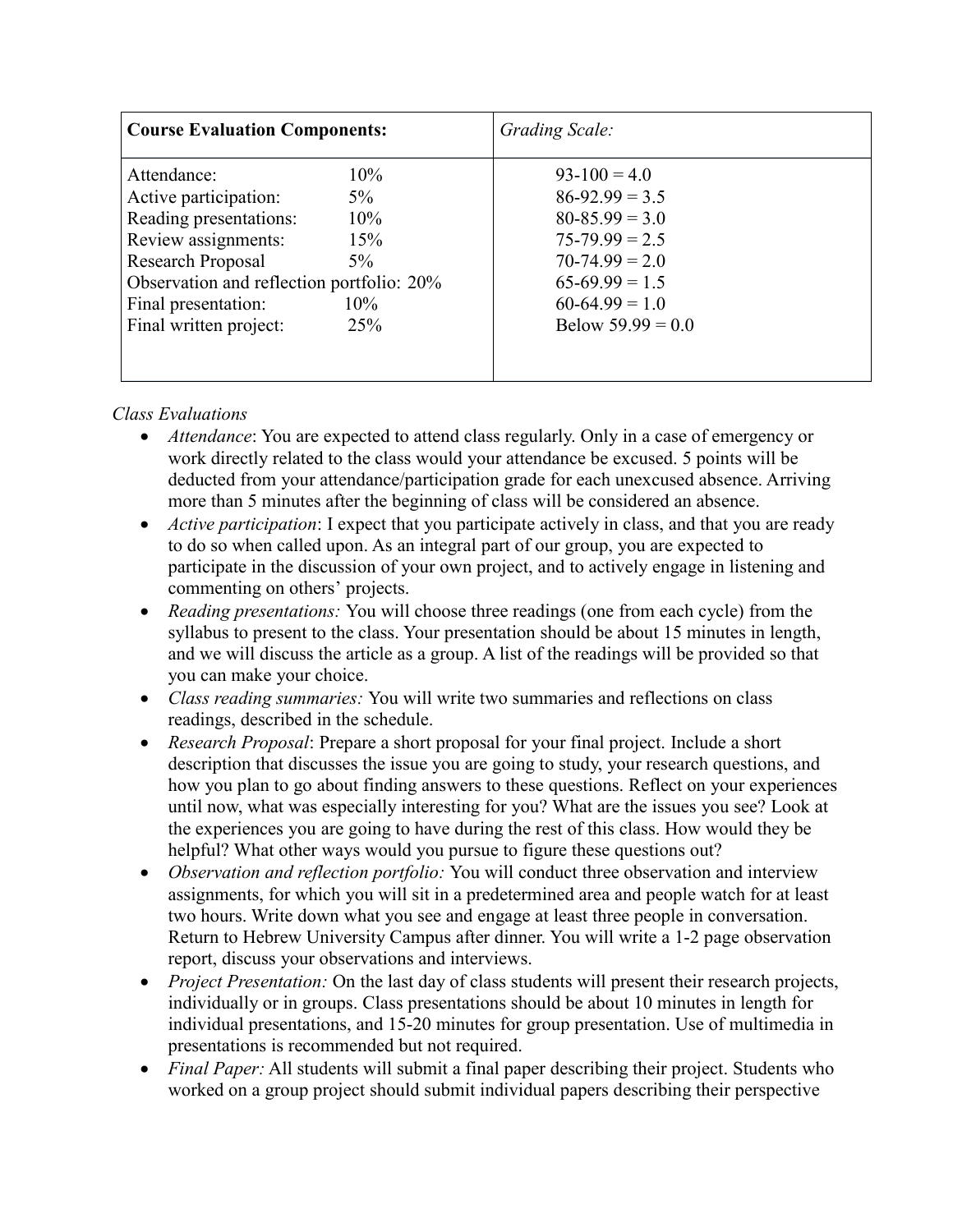| **Course Evaluation Components:** | | *Grading Scale:* |
|---|---|---|
| Attendance: | 10% | 93-100 = 4.0 |
| Active participation: | 5% | 86-92.99 = 3.5 |
| Reading presentations: | 10% | 80-85.99 = 3.0 |
| Review assignments: | 15% | 75-79.99 = 2.5 |
| Research Proposal | 5% | 70-74.99 = 2.0 |
| Observation and reflection portfolio: | 20% | 65-69.99 = 1.5 |
| Final presentation: | 10% | 60-64.99 = 1.0 |
| Final written project: | 25% | Below 59.99 = 0.0 |

*Class Evaluations*

- *Attendance*: You are expected to attend class regularly. Only in a case of emergency or work directly related to the class would your attendance be excused. 5 points will be deducted from your attendance/participation grade for each unexcused absence. Arriving more than 5 minutes after the beginning of class will be considered an absence.
- *Active participation*: I expect that you participate actively in class, and that you are ready to do so when called upon. As an integral part of our group, you are expected to participate in the discussion of your own project, and to actively engage in listening and commenting on others' projects.
- *Reading presentations:* You will choose three readings (one from each cycle) from the syllabus to present to the class. Your presentation should be about 15 minutes in length, and we will discuss the article as a group. A list of the readings will be provided so that you can make your choice.
- *Class reading summaries:* You will write two summaries and reflections on class readings, described in the schedule.
- *Research Proposal*: Prepare a short proposal for your final project. Include a short description that discusses the issue you are going to study, your research questions, and how you plan to go about finding answers to these questions. Reflect on your experiences until now, what was especially interesting for you? What are the issues you see? Look at the experiences you are going to have during the rest of this class. How would they be helpful? What other ways would you pursue to figure these questions out?
- *Observation and reflection portfolio:* You will conduct three observation and interview assignments, for which you will sit in a predetermined area and people watch for at least two hours. Write down what you see and engage at least three people in conversation. Return to Hebrew University Campus after dinner. You will write a 1-2 page observation report, discuss your observations and interviews.
- *Project Presentation:* On the last day of class students will present their research projects, individually or in groups. Class presentations should be about 10 minutes in length for individual presentations, and 15-20 minutes for group presentation. Use of multimedia in presentations is recommended but not required.
- *Final Paper:* All students will submit a final paper describing their project. Students who worked on a group project should submit individual papers describing their perspective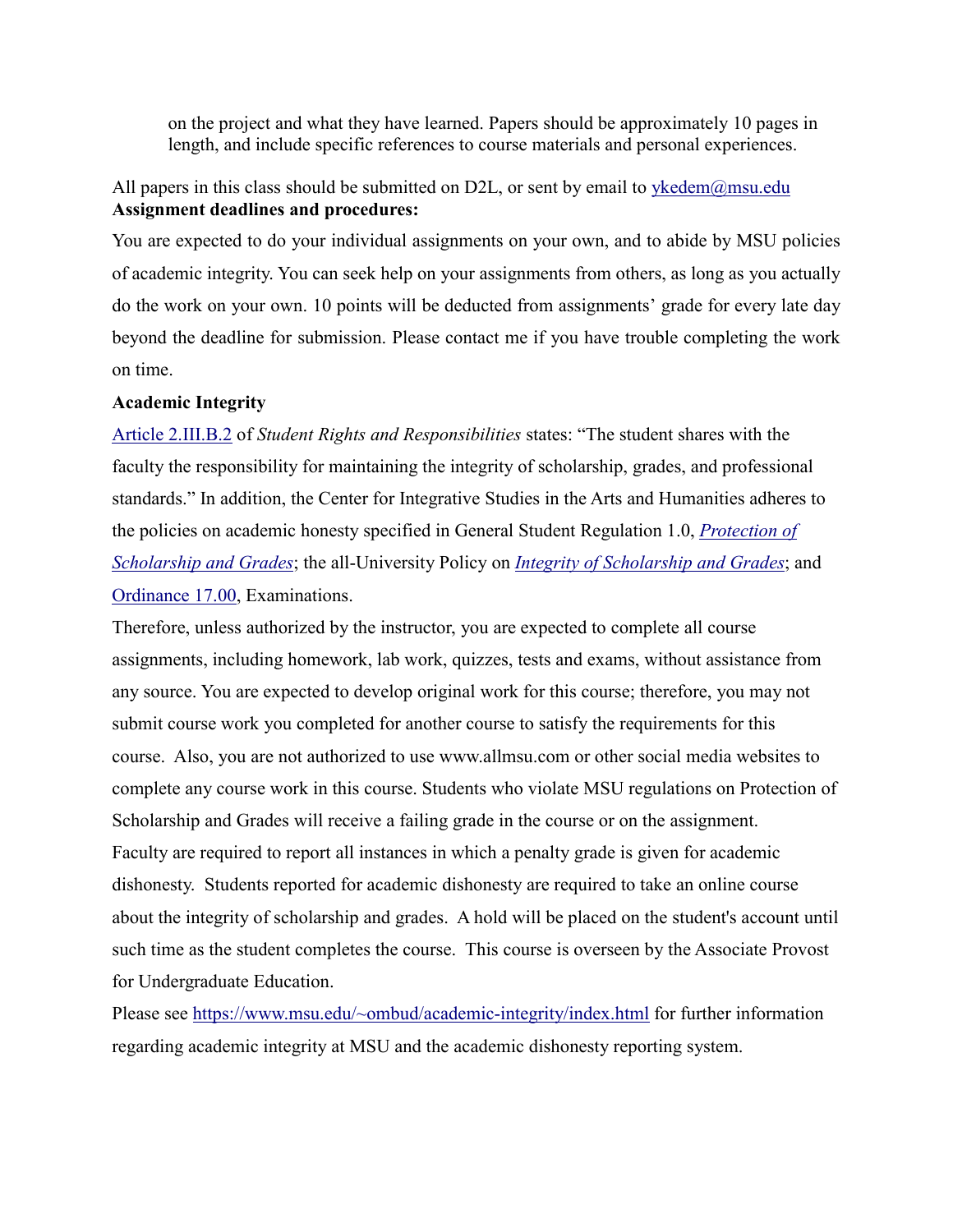on the project and what they have learned. Papers should be approximately 10 pages in length, and include specific references to course materials and personal experiences.

All papers in this class should be submitted on D2L, or sent by email to ykedem@msu.edu

**Assignment deadlines and procedures:**

You are expected to do your individual assignments on your own, and to abide by MSU policies of academic integrity. You can seek help on your assignments from others, as long as you actually do the work on your own. 10 points will be deducted from assignments' grade for every late day beyond the deadline for submission. Please contact me if you have trouble completing the work on time.

**Academic Integrity**

Article 2.III.B.2 of *Student Rights and Responsibilities* states: "The student shares with the faculty the responsibility for maintaining the integrity of scholarship, grades, and professional standards." In addition, the Center for Integrative Studies in the Arts and Humanities adheres to the policies on academic honesty specified in General Student Regulation 1.0, *Protection of Scholarship and Grades*; the all-University Policy on *Integrity of Scholarship and Grades*; and Ordinance 17.00, Examinations.

Therefore, unless authorized by the instructor, you are expected to complete all course assignments, including homework, lab work, quizzes, tests and exams, without assistance from any source. You are expected to develop original work for this course; therefore, you may not submit course work you completed for another course to satisfy the requirements for this course. Also, you are not authorized to use www.allmsu.com or other social media websites to complete any course work in this course. Students who violate MSU regulations on Protection of Scholarship and Grades will receive a failing grade in the course or on the assignment.

Faculty are required to report all instances in which a penalty grade is given for academic dishonesty. Students reported for academic dishonesty are required to take an online course about the integrity of scholarship and grades. A hold will be placed on the student's account until such time as the student completes the course. This course is overseen by the Associate Provost for Undergraduate Education.

Please see https://www.msu.edu/~ombud/academic-integrity/index.html for further information regarding academic integrity at MSU and the academic dishonesty reporting system.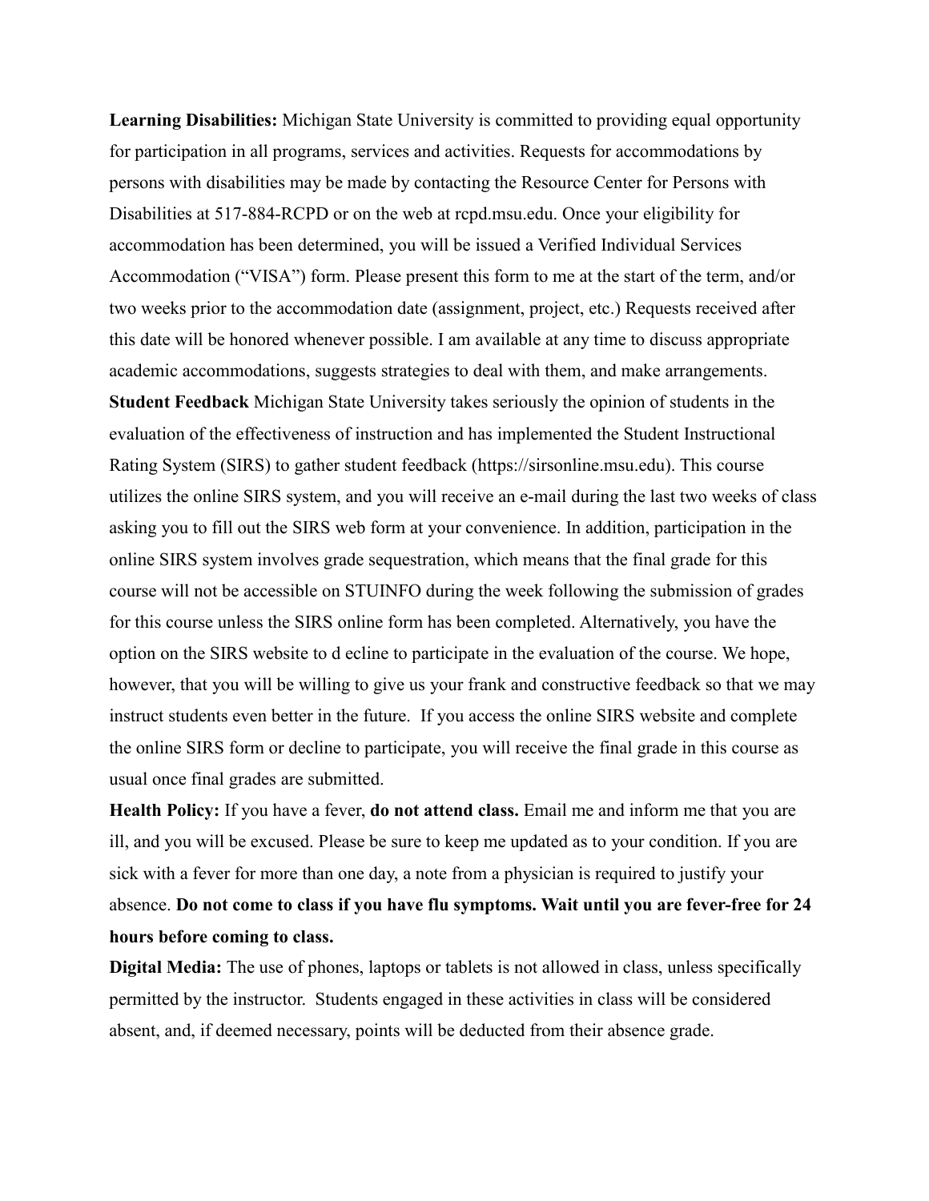**Learning Disabilities:** Michigan State University is committed to providing equal opportunity for participation in all programs, services and activities. Requests for accommodations by persons with disabilities may be made by contacting the Resource Center for Persons with Disabilities at 517-884-RCPD or on the web at rcpd.msu.edu. Once your eligibility for accommodation has been determined, you will be issued a Verified Individual Services Accommodation ("VISA") form. Please present this form to me at the start of the term, and/or two weeks prior to the accommodation date (assignment, project, etc.) Requests received after this date will be honored whenever possible. I am available at any time to discuss appropriate academic accommodations, suggests strategies to deal with them, and make arrangements.

**Student Feedback** Michigan State University takes seriously the opinion of students in the evaluation of the effectiveness of instruction and has implemented the Student Instructional Rating System (SIRS) to gather student feedback (https://sirsonline.msu.edu). This course utilizes the online SIRS system, and you will receive an e-mail during the last two weeks of class asking you to fill out the SIRS web form at your convenience. In addition, participation in the online SIRS system involves grade sequestration, which means that the final grade for this course will not be accessible on STUINFO during the week following the submission of grades for this course unless the SIRS online form has been completed. Alternatively, you have the option on the SIRS website to d ecline to participate in the evaluation of the course. We hope, however, that you will be willing to give us your frank and constructive feedback so that we may instruct students even better in the future. If you access the online SIRS website and complete the online SIRS form or decline to participate, you will receive the final grade in this course as usual once final grades are submitted.

**Health Policy:** If you have a fever, **do not attend class.** Email me and inform me that you are ill, and you will be excused. Please be sure to keep me updated as to your condition. If you are sick with a fever for more than one day, a note from a physician is required to justify your absence. **Do not come to class if you have flu symptoms. Wait until you are fever-free for 24 hours before coming to class.**

**Digital Media:** The use of phones, laptops or tablets is not allowed in class, unless specifically permitted by the instructor. Students engaged in these activities in class will be considered absent, and, if deemed necessary, points will be deducted from their absence grade.